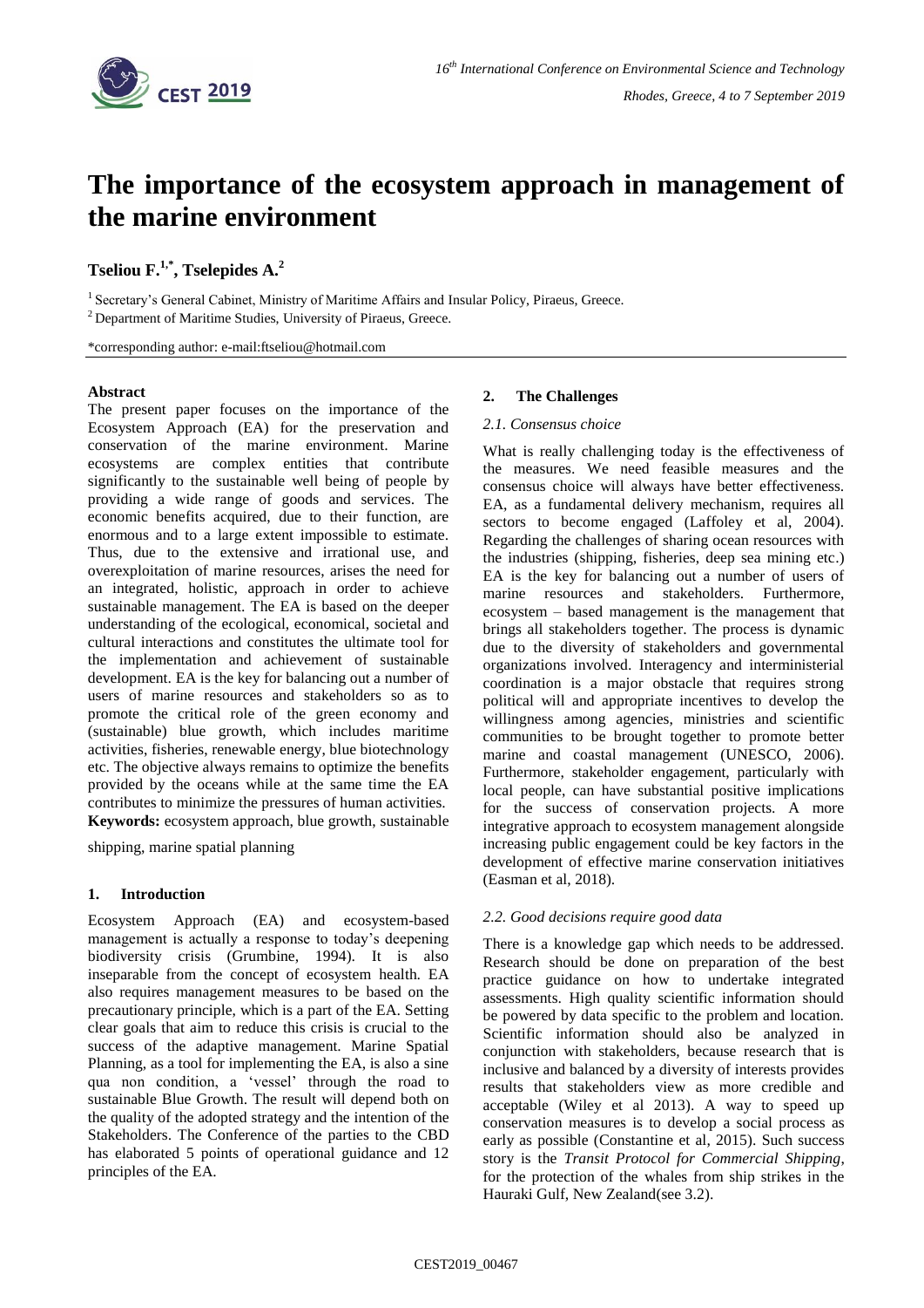# The importance of the ecosystem approach in management of the marine environment

**Tseliou F.[1,*], Tselepides A.[2]**

[1] Secretary's General Cabinet, Ministry of Maritime Affairs and Insular Policy, Piraeus, Greece.

[2] Department of Maritime Studies, University of Piraeus, Greece.

*corresponding author: e-mail:ftseliou@hotmail.com

**Abstract**

The present paper focuses on the importance of the Ecosystem Approach (EA) for the preservation and conservation of the marine environment. Marine ecosystems are complex entities that contribute significantly to the sustainable well being of people by providing a wide range of goods and services. The economic benefits acquired, due to their function, are enormous and to a large extent impossible to estimate. Thus, due to the extensive and irrational use, and overexploitation of marine resources, arises the need for an integrated, holistic, approach in order to achieve sustainable management. The EA is based on the deeper understanding of the ecological, economical, societal and cultural interactions and constitutes the ultimate tool for the implementation and achievement of sustainable development. EA is the key for balancing out a number of users of marine resources and stakeholders so as to promote the critical role of the green economy and (sustainable) blue growth, which includes maritime activities, fisheries, renewable energy, blue biotechnology etc. The objective always remains to optimize the benefits provided by the oceans while at the same time the EA contributes to minimize the pressures of human activities.

**Keywords:** ecosystem approach, blue growth, sustainable shipping, marine spatial planning

## 1. Introduction

Ecosystem Approach (EA) and ecosystem-based management is actually a response to today's deepening biodiversity crisis (Grumbine, 1994). It is also inseparable from the concept of ecosystem health. EA also requires management measures to be based on the precautionary principle, which is a part of the EA. Setting clear goals that aim to reduce this crisis is crucial to the success of the adaptive management. Marine Spatial Planning, as a tool for implementing the EA, is also a sine qua non condition, a 'vessel' through the road to sustainable Blue Growth. The result will depend both on the quality of the adopted strategy and the intention of the Stakeholders. The Conference of the parties to the CBD has elaborated 5 points of operational guidance and 12 principles of the EA.

## 2. The Challenges

### *2.1. Consensus choice*

What is really challenging today is the effectiveness of the measures. We need feasible measures and the consensus choice will always have better effectiveness. EA, as a fundamental delivery mechanism, requires all sectors to become engaged (Laffoley et al, 2004). Regarding the challenges of sharing ocean resources with the industries (shipping, fisheries, deep sea mining etc.) EA is the key for balancing out a number of users of marine resources and stakeholders. Furthermore, ecosystem – based management is the management that brings all stakeholders together. The process is dynamic due to the diversity of stakeholders and governmental organizations involved. Interagency and interministerial coordination is a major obstacle that requires strong political will and appropriate incentives to develop the willingness among agencies, ministries and scientific communities to be brought together to promote better marine and coastal management (UNESCO, 2006). Furthermore, stakeholder engagement, particularly with local people, can have substantial positive implications for the success of conservation projects. A more integrative approach to ecosystem management alongside increasing public engagement could be key factors in the development of effective marine conservation initiatives (Easman et al, 2018).

### *2.2. Good decisions require good data*

There is a knowledge gap which needs to be addressed. Research should be done on preparation of the best practice guidance on how to undertake integrated assessments. High quality scientific information should be powered by data specific to the problem and location. Scientific information should also be analyzed in conjunction with stakeholders, because research that is inclusive and balanced by a diversity of interests provides results that stakeholders view as more credible and acceptable (Wiley et al 2013). A way to speed up conservation measures is to develop a social process as early as possible (Constantine et al, 2015). Such success story is the *Transit Protocol for Commercial Shipping*, for the protection of the whales from ship strikes in the Hauraki Gulf, New Zealand(see 3.2).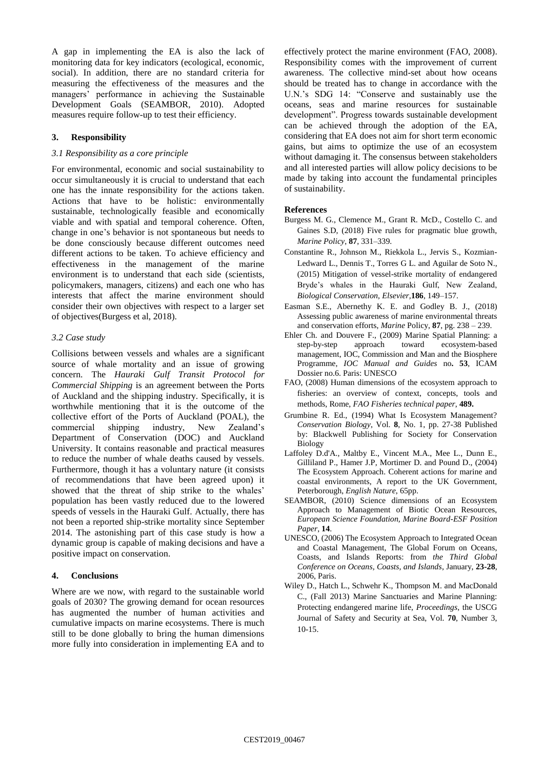A gap in implementing the EA is also the lack of monitoring data for key indicators (ecological, economic, social). In addition, there are no standard criteria for measuring the effectiveness of the measures and the managers' performance in achieving the Sustainable Development Goals (SEAMBOR, 2010). Adopted measures require follow-up to test their efficiency.

## 3. Responsibility

### *3.1 Responsibility as a core principle*

For environmental, economic and social sustainability to occur simultaneously it is crucial to understand that each one has the innate responsibility for the actions taken. Actions that have to be holistic: environmentally sustainable, technologically feasible and economically viable and with spatial and temporal coherence. Often, change in one's behavior is not spontaneous but needs to be done consciously because different outcomes need different actions to be taken. To achieve efficiency and effectiveness in the management of the marine environment is to understand that each side (scientists, policymakers, managers, citizens) and each one who has interests that affect the marine environment should consider their own objectives with respect to a larger set of objectives(Burgess et al, 2018).

### *3.2 Case study*

Collisions between vessels and whales are a significant source of whale mortality and an issue of growing concern. The *Hauraki Gulf Transit Protocol for Commercial Shipping* is an agreement between the Ports of Auckland and the shipping industry. Specifically, it is worthwhile mentioning that it is the outcome of the collective effort of the Ports of Auckland (POAL), the commercial shipping industry, New Zealand's Department of Conservation (DOC) and Auckland University. It contains reasonable and practical measures to reduce the number of whale deaths caused by vessels. Furthermore, though it has a voluntary nature (it consists of recommendations that have been agreed upon) it showed that the threat of ship strike to the whales' population has been vastly reduced due to the lowered speeds of vessels in the Hauraki Gulf. Actually, there has not been a reported ship-strike mortality since September 2014. The astonishing part of this case study is how a dynamic group is capable of making decisions and have a positive impact on conservation.

## 4. Conclusions

Where are we now, with regard to the sustainable world goals of 2030? The growing demand for ocean resources has augmented the number of human activities and cumulative impacts on marine ecosystems. There is much still to be done globally to bring the human dimensions more fully into consideration in implementing EA and to effectively protect the marine environment (FAO, 2008). Responsibility comes with the improvement of current awareness. The collective mind-set about how oceans should be treated has to change in accordance with the U.N.'s SDG 14: "Conserve and sustainably use the oceans, seas and marine resources for sustainable development". Progress towards sustainable development can be achieved through the adoption of the EA, considering that EA does not aim for short term economic gains, but aims to optimize the use of an ecosystem without damaging it. The consensus between stakeholders and all interested parties will allow policy decisions to be made by taking into account the fundamental principles of sustainability.

## References

Burgess M. G., Clemence M., Grant R. McD., Costello C. and Gaines S.D, (2018) Five rules for pragmatic blue growth, *Marine Policy*, **87**, 331–339.

Constantine R., Johnson M., Riekkola L., Jervis S., Kozmian-Ledward L., Dennis T., Torres G L. and Aguilar de Soto N., (2015) Mitigation of vessel-strike mortality of endangered Bryde's whales in the Hauraki Gulf, New Zealand, *Biological Conservation, Elsevier*,**186**, 149–157.

Easman S.E., Abernethy K. E. and Godley B. J., (2018) Assessing public awareness of marine environmental threats and conservation efforts, *Marine* Policy, **87**, pg. 238 – 239.

Ehler Ch. and Douvere F., (2009) Marine Spatial Planning: a step-by-step approach toward ecosystem-based management, IOC, Commission and Man and the Biosphere Programme, *IOC Manual and Guides* no**. 53**, ICAM Dossier no.6. Paris: UNESCO

FAO, (2008) Human dimensions of the ecosystem approach to fisheries: an overview of context, concepts, tools and methods, Rome, *FAO Fisheries technical paper*, **489.**

Grumbine R. Ed., (1994) What Is Ecosystem Management? *Conservation Biology*, Vol. **8**, No. 1, pp. 27-38 Published by: Blackwell Publishing for Society for Conservation Biology

Laffoley D.d'A., Maltby E., Vincent M.A., Mee L., Dunn E., Gilliland P., Hamer J.P, Mortimer D. and Pound D., (2004) The Ecosystem Approach. Coherent actions for marine and coastal environments, A report to the UK Government, Peterborough, *English Nature*, 65pp.

SEAMBOR, (2010) Science dimensions of an Ecosystem Approach to Management of Biotic Ocean Resources, *European Science Foundation, Marine Board-ESF Position Paper*, **14**.

UNESCO, (2006) The Ecosystem Approach to Integrated Ocean and Coastal Management, The Global Forum on Oceans, Coasts, and Islands Reports: from *the Third Global Conference on Oceans, Coasts, and Islands*, January, **23-28**, 2006, Paris.

Wiley D., Hatch L., Schwehr K., Thompson M. and MacDonald C., (Fall 2013) Marine Sanctuaries and Marine Planning: Protecting endangered marine life, *Proceedings*, the USCG Journal of Safety and Security at Sea, Vol. **70**, Number 3, 10-15.